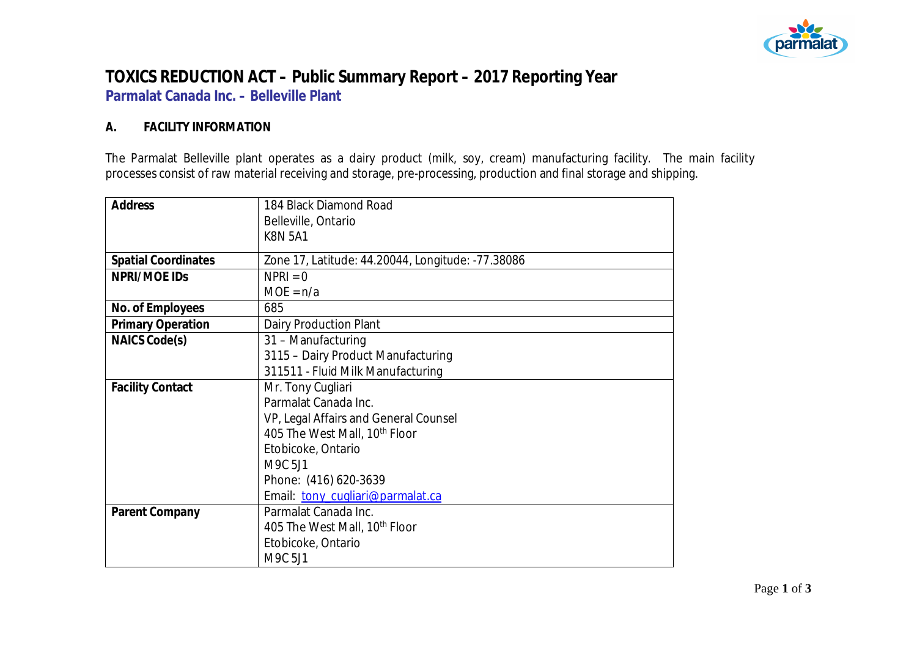# TOXICS REDUCTION ACT – Public Summary Report – 2017 Reporting Year

## Parmalat Canada Inc. – Belleville Plant

### A. FACILITY INFORMATION

The Parmalat Belleville plant operates as a dairy product (milk, soy, cream) manufacturing facility. The main facility processes consist of raw material receiving and storage, pre-processing, production and final storage and shipping.

| | |
|---|---|
| **Address** | 184 Black Diamond Road<br>Belleville, Ontario<br>K8N 5A1 |
| **Spatial Coordinates** | Zone 17, Latitude: 44.20044, Longitude: -77.38086 |
| **NPRI/MOE IDs** | NPRI = 0<br>MOE = n/a |
| **No. of Employees** | 685 |
| **Primary Operation** | Dairy Production Plant |
| **NAICS Code(s)** | 31 – Manufacturing<br>3115 – Dairy Product Manufacturing<br>311511 - Fluid Milk Manufacturing |
| **Facility Contact** | Mr. Tony Cugliari<br>Parmalat Canada Inc.<br>VP, Legal Affairs and General Counsel<br>405 The West Mall, 10th Floor<br>Etobicoke, Ontario<br>M9C 5J1<br>Phone: (416) 620-3639<br>Email: tony_cugliari@parmalat.ca |
| **Parent Company** | Parmalat Canada Inc.<br>405 The West Mall, 10th Floor<br>Etobicoke, Ontario<br>M9C 5J1 |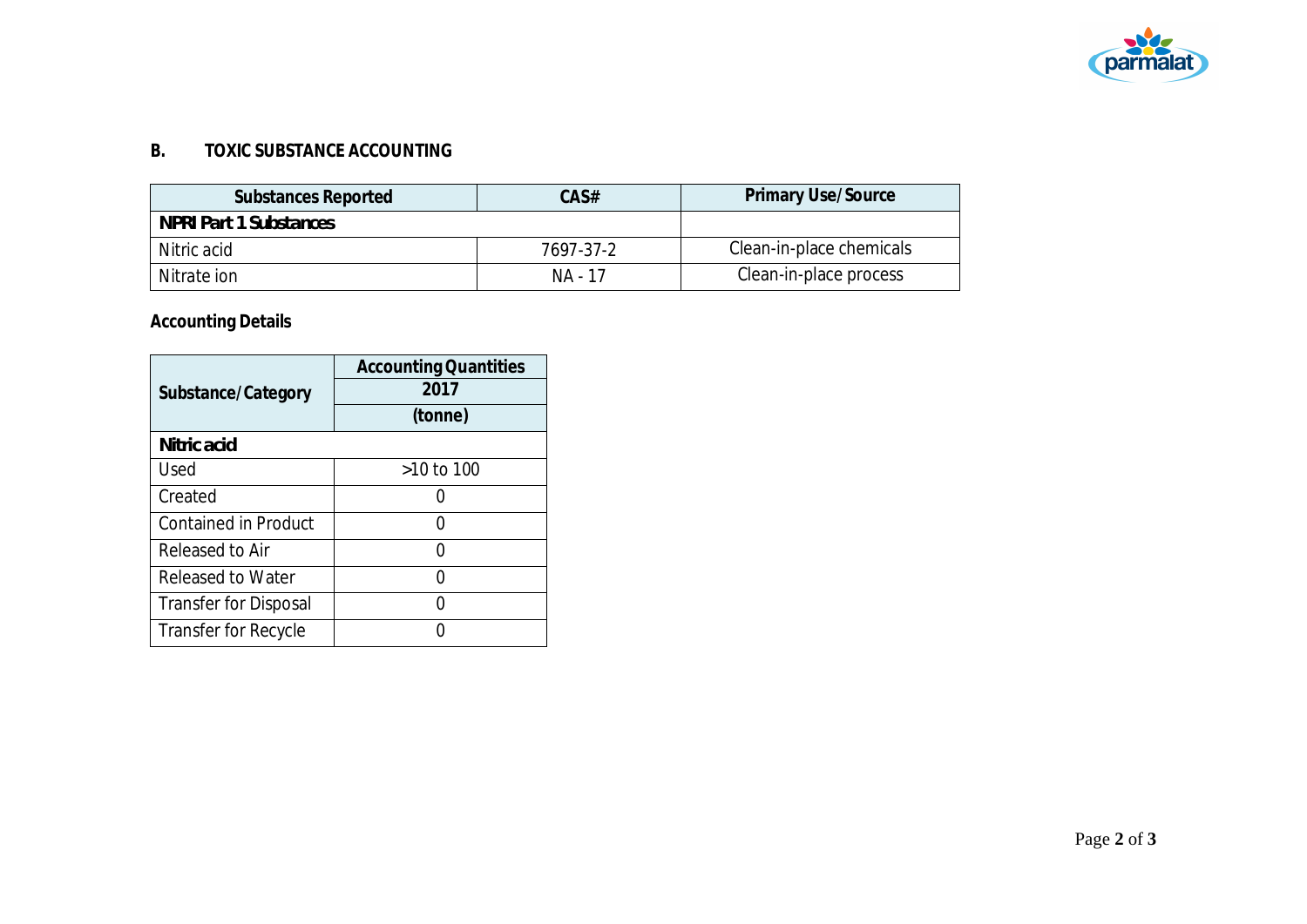## B. TOXIC SUBSTANCE ACCOUNTING

| Substances Reported | CAS# | Primary Use/Source |
|---|---|---|
| **NPRI Part 1 Substances** | | |
| Nitric acid | 7697-37-2 | Clean-in-place chemicals |
| Nitrate ion | NA - 17 | Clean-in-place process |

**Accounting Details**

| Substance/Category | Accounting Quantities 2017 (tonne) |
|---|---|
| **Nitric acid** | |
| Used | >10 to 100 |
| Created | 0 |
| Contained in Product | 0 |
| Released to Air | 0 |
| Released to Water | 0 |
| Transfer for Disposal | 0 |
| Transfer for Recycle | 0 |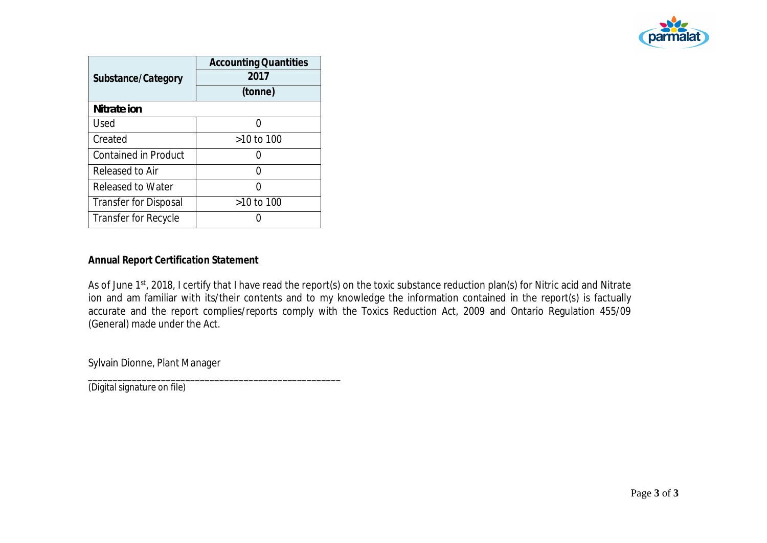| Substance/Category | Accounting Quantities |
|---|---|
| | 2017 |
| | (tonne) |
| **Nitrate ion** | |
| Used | 0 |
| Created | >10 to 100 |
| Contained in Product | 0 |
| Released to Air | 0 |
| Released to Water | 0 |
| Transfer for Disposal | >10 to 100 |
| Transfer for Recycle | 0 |

**Annual Report Certification Statement**

As of June 1st, 2018, I certify that I have read the report(s) on the toxic substance reduction plan(s) for Nitric acid and Nitrate ion and am familiar with its/their contents and to my knowledge the information contained in the report(s) is factually accurate and the report complies/reports comply with the Toxics Reduction Act, 2009 and Ontario Regulation 455/09 (General) made under the Act.

Sylvain Dionne, Plant Manager

_______________________________________________

(Digital signature on file)